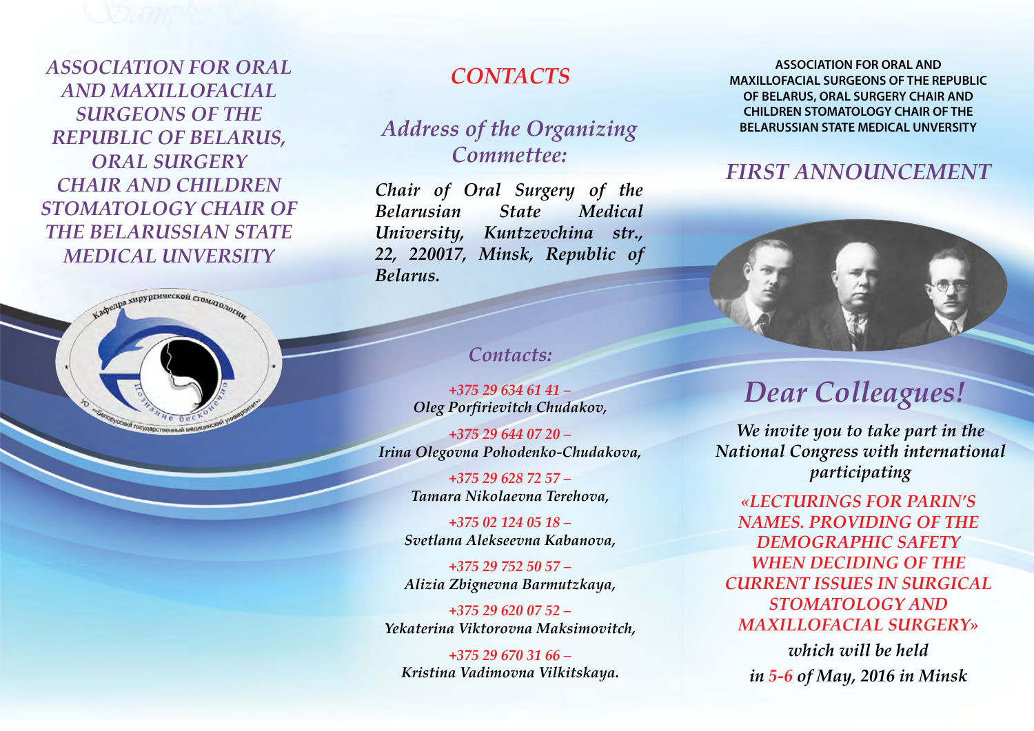*ASSOCIATION FOR ORAL AND MAXILLOFACIAL SURGEONS OF THE REPUBLIC OF BELARUS, ORAL SURGERY CHAIR AND CHILDREN STOMATOLOGY CHAIR OF THE BELARUSSIAN STATE MEDICAL UNVERSITY*

## CONTACTS

### Address of the Organizing Commettee:

***Chair of Oral Surgery of the Belarusian State Medical University, Kuntzevchina str., 22, 220017, Minsk, Republic of Belarus.***

### Contacts:

*+375 29 634 61 41 –*
*Oleg Porfirievitch Chudakov,*

*+375 29 644 07 20 –*
*Irina Olegovna Pohodenko-Chudakova,*

*+375 29 628 72 57 –*
*Tamara Nikolaevna Terehova,*

*+375 02 124 05 18 –*
*Svetlana Alekseevna Kabanova,*

*+375 29 752 50 57 –*
*Alizia Zbignevna Barmutzkaya,*

*+375 29 620 07 52 –*
*Yekaterina Viktorovna Maksimovitch,*

*+375 29 670 31 66 –*
*Kristina Vadimovna Vilkitskaya.*

**ASSOCIATION FOR ORAL AND MAXILLOFACIAL SURGEONS OF THE REPUBLIC OF BELARUS, ORAL SURGERY CHAIR AND CHILDREN STOMATOLOGY CHAIR OF THE BELARUSSIAN STATE MEDICAL UNVERSITY**

## FIRST ANNOUNCEMENT

# Dear Colleagues!

*We invite you to take part in the National Congress with international participating*

*«LECTURINGS FOR PARIN'S NAMES. PROVIDING OF THE DEMOGRAPHIC SAFETY WHEN DECIDING OF THE CURRENT ISSUES IN SURGICAL STOMATOLOGY AND MAXILLOFACIAL SURGERY»*

*which will be held in 5-6 of May, 2016 in Minsk*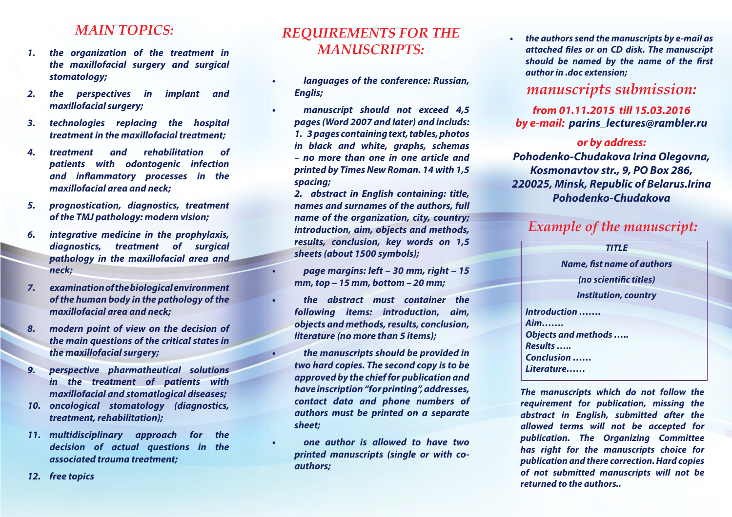## MAIN TOPICS:

1. *the organization of the treatment in the maxillofacial surgery and surgical stomatology;*
2. *the perspectives in implant and maxillofacial surgery;*
3. *technologies replacing the hospital treatment in the maxillofacial treatment;*
4. *treatment and rehabilitation of patients with odontogenic infection and inflammatory processes in the maxillofacial area and neck;*
5. *prognostication, diagnostics, treatment of the TMJ pathology: modern vision;*
6. *integrative medicine in the prophylaxis, diagnostics, treatment of surgical pathology in the maxillofacial area and neck;*
7. *examination of the biological environment of the human body in the pathology of the maxillofacial area and neck;*
8. *modern point of view on the decision of the main questions of the critical states in the maxillofacial surgery;*
9. *perspective pharmatheutical solutions in the treatment of patients with maxillofacial and stomatlogical diseases;*
10. *oncological stomatology (diagnostics, treatment, rehabilitation);*
11. *multidisciplinary approach for the decision of actual questions in the associated trauma treatment;*
12. *free topics*

## REQUIREMENTS FOR THE MANUSCRIPTS:

- *languages of the conference: Russian, Englis;*
- *manuscript should not exceed 4,5 pages (Word 2007 and later) and includs:*
  *1. 3 pages containing text, tables, photos in black and white, graphs, schemas – no more than one in one article and printed by Times New Roman. 14 with 1,5 spacing;*
  *2. abstract in English containing: title, names and surnames of the authors, full name of the organization, city, country; introduction, aim, objects and methods, results, conclusion, key words on 1,5 sheets (about 1500 symbols);*
- *page margins: left – 30 mm, right – 15 mm, top – 15 mm, bottom – 20 mm;*
- *the abstract must container the following items: introduction, aim, objects and methods, results, conclusion, literature (no more than 5 items);*
- *the manuscripts should be provided in two hard copies. The second copy is to be approved by the chief for publication and have inscription "for printing", addresses, contact data and phone numbers of authors must be printed on a separate sheet;*
- *one author is allowed to have two printed manuscripts (single or with co-authors;*
- *the authors send the manuscripts by e-mail as attached files or on CD disk. The manuscript should be named by the name of the first author in .doc extension;*

## *manuscripts submission:*

***from 01.11.2015 till 15.03.2016***
***by e-mail: parins_lectures@rambler.ru***

***or by address:***

**Pohodenko-Chudakova Irina Olegovna, Kosmonavtov str., 9, PO Box 286, 220025, Minsk, Republic of Belarus.Irina Pohodenko-Chudakova**

## *Example of the manuscript:*

***TITLE***

***Name, fist name of authors***

***(no scientific titles)***

***Institution, country***

***Introduction …….***
***Aim…….***
***Objects and methods …..***
***Results …..***
***Conclusion ……***
***Literature……***

***The manuscripts which do not follow the requirement for publication, missing the abstract in English, submitted after the allowed terms will not be accepted for publication. The Organizing Committee has right for the manuscripts choice for publication and there correction. Hard copies of not submitted manuscripts will not be returned to the authors..***